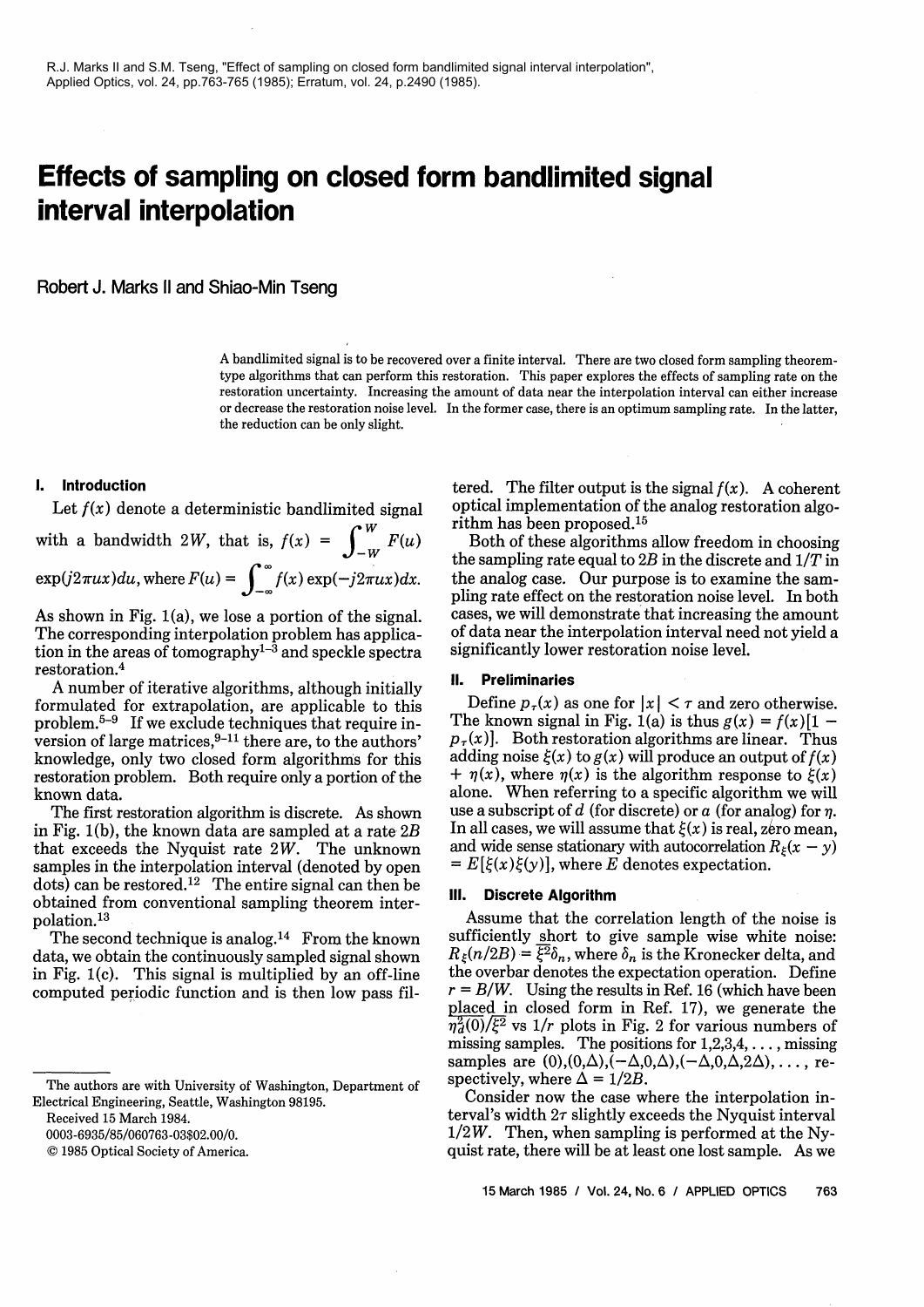R.J. Marks II and S.M. Tseng, "Effect of sampling on closed form bandlimited signal interval interpolation", Applied Optics, vol. 24, pp.763-765 (1985); Erratum, vol. 24, p.2490 (1985).

# Effects of sampling on closed form bandlimited signal interval interpolation

Robert J. Marks II and Shiao-Min Tseng

A bandlimited signal is to be recovered over a finite interval. There are two closed form sampling theorem-type algorithms that can perform this restoration. This paper explores the effects of sampling rate on the restoration uncertainty. Increasing the amount of data near the interpolation interval can either increase or decrease the restoration noise level. In the former case, there is an optimum sampling rate. In the latter, the reduction can be only slight.

## I. Introduction

Let $f(x)$ denote a deterministic bandlimited signal with a bandwidth $2W$, that is, $f(x) = \int_{-W}^{W} F(u) \exp(j2\pi ux)du$, where $F(u) = \int_{-\infty}^{\infty} f(x) \exp(-j2\pi ux)dx$. As shown in Fig. 1(a), we lose a portion of the signal. The corresponding interpolation problem has application in the areas of tomography[1-3] and speckle spectra restoration.[4]

A number of iterative algorithms, although initially formulated for extrapolation, are applicable to this problem.[5-9] If we exclude techniques that require inversion of large matrices,[9-11] there are, to the authors' knowledge, only two closed form algorithms for this restoration problem. Both require only a portion of the known data.

The first restoration algorithm is discrete. As shown in Fig. 1(b), the known data are sampled at a rate $2B$ that exceeds the Nyquist rate $2W$. The unknown samples in the interpolation interval (denoted by open dots) can be restored.[12] The entire signal can then be obtained from conventional sampling theorem interpolation.[13]

The second technique is analog.[14] From the known data, we obtain the continuously sampled signal shown in Fig. 1(c). This signal is multiplied by an off-line computed periodic function and is then low pass filtered. The filter output is the signal $f(x)$. A coherent optical implementation of the analog restoration algorithm has been proposed.[15]

Both of these algorithms allow freedom in choosing the sampling rate equal to $2B$ in the discrete and $1/T$ in the analog case. Our purpose is to examine the sampling rate effect on the restoration noise level. In both cases, we will demonstrate that increasing the amount of data near the interpolation interval need not yield a significantly lower restoration noise level.

## II. Preliminaries

Define $p_\tau(x)$ as one for $|x| < \tau$ and zero otherwise. The known signal in Fig. 1(a) is thus $g(x) = f(x)[1 - p_\tau(x)]$. Both restoration algorithms are linear. Thus adding noise $\xi(x)$ to $g(x)$ will produce an output of $f(x) + \eta(x)$, where $\eta(x)$ is the algorithm response to $\xi(x)$ alone. When referring to a specific algorithm we will use a subscript of $d$ (for discrete) or $a$ (for analog) for $\eta$. In all cases, we will assume that $\xi(x)$ is real, zero mean, and wide sense stationary with autocorrelation $R_\xi(x - y) = E[\xi(x)\xi(y)]$, where $E$ denotes expectation.

## III. Discrete Algorithm

Assume that the correlation length of the noise is sufficiently short to give sample wise white noise: $R_\xi(n/2B) = \overline{\xi^2}\delta_n$, where $\delta_n$ is the Kronecker delta, and the overbar denotes the expectation operation. Define $r = B/W$. Using the results in Ref. 16 (which have been placed in closed form in Ref. 17), we generate the $\overline{\eta_d^2(0)}/\overline{\xi^2}$ vs $1/r$ plots in Fig. 2 for various numbers of missing samples. The positions for 1,2,3,4,..., missing samples are $(0),(0,\Delta),(-\Delta,0,\Delta),(-\Delta,0,\Delta,2\Delta),\ldots$, respectively, where $\Delta = 1/2B$.

Consider now the case where the interpolation interval's width $2\tau$ slightly exceeds the Nyquist interval $1/2W$. Then, when sampling is performed at the Nyquist rate, there will be at least one lost sample. As we

The authors are with University of Washington, Department of Electrical Engineering, Seattle, Washington 98195.

Received 15 March 1984.

0003-6935/85/060763-03$02.00/0.

© 1985 Optical Society of America.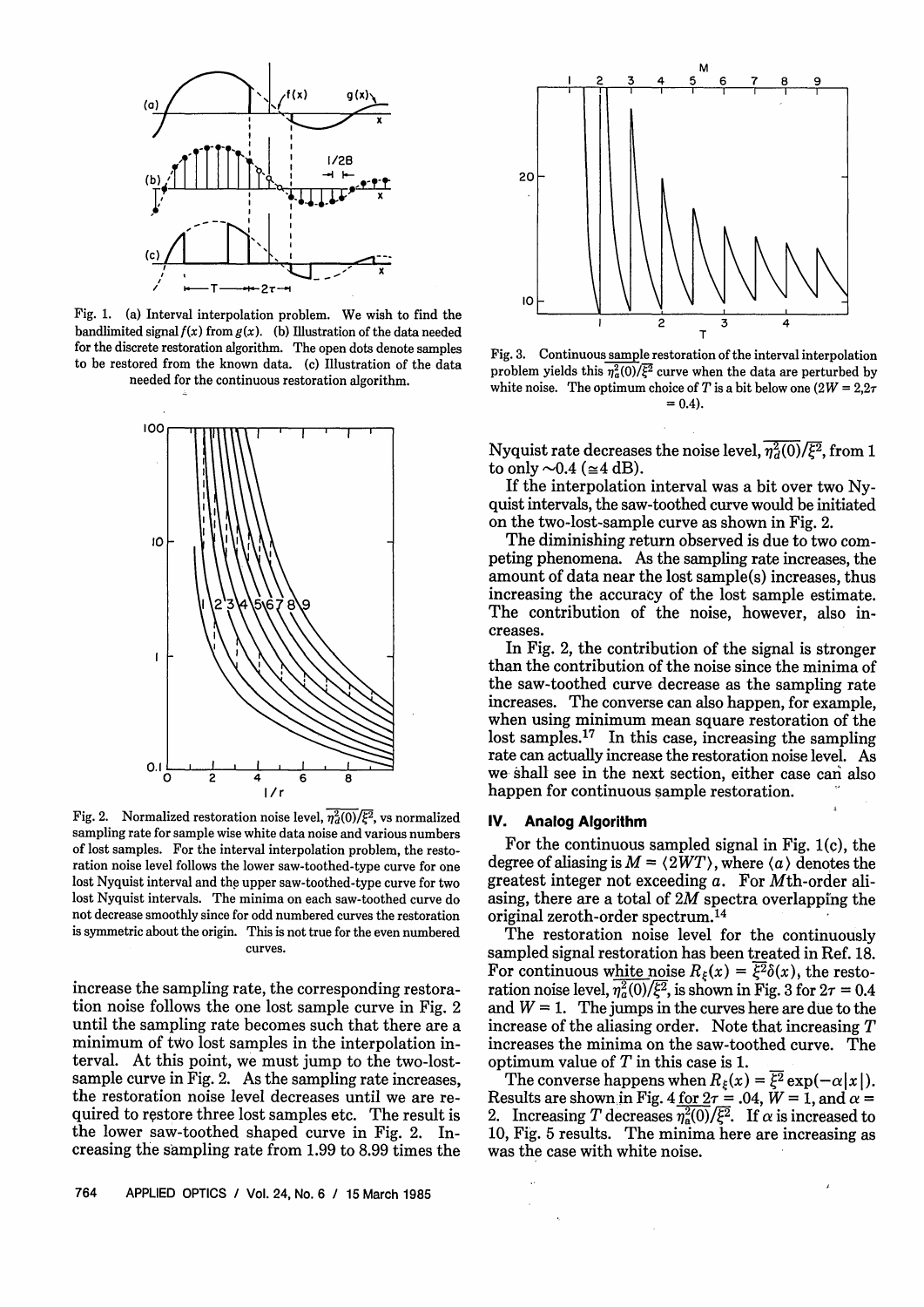Fig. 1. (a) Interval interpolation problem. We wish to find the bandlimited signal $f(x)$ from $g(x)$. (b) Illustration of the data needed for the discrete restoration algorithm. The open dots denote samples to be restored from the known data. (c) Illustration of the data needed for the continuous restoration algorithm.

Fig. 2. Normalized restoration noise level, $\overline{\eta_d^2(0)}/\overline{\xi^2}$, vs normalized sampling rate for sample wise white data noise and various numbers of lost samples. For the interval interpolation problem, the restoration noise level follows the lower saw-toothed-type curve for one lost Nyquist interval and the upper saw-toothed-type curve for two lost Nyquist intervals. The minima on each saw-toothed curve do not decrease smoothly since for odd numbered curves the restoration is symmetric about the origin. This is not true for the even numbered curves.

increase the sampling rate, the corresponding restoration noise follows the one lost sample curve in Fig. 2 until the sampling rate becomes such that there are a minimum of two lost samples in the interpolation interval. At this point, we must jump to the two-lost-sample curve in Fig. 2. As the sampling rate increases, the restoration noise level decreases until we are required to restore three lost samples etc. The result is the lower saw-toothed shaped curve in Fig. 2. Increasing the sampling rate from 1.99 to 8.99 times the Nyquist rate decreases the noise level, $\overline{\eta_d^2(0)}/\overline{\xi^2}$, from 1 to only ~0.4 (≅4 dB).

Fig. 3. Continuous sample restoration of the interval interpolation problem yields this $\overline{\eta_a^2(0)}/\overline{\xi^2}$ curve when the data are perturbed by white noise. The optimum choice of $T$ is a bit below one ($2W = 2, 2\tau = 0.4$).

If the interpolation interval was a bit over two Nyquist intervals, the saw-toothed curve would be initiated on the two-lost-sample curve as shown in Fig. 2.

The diminishing return observed is due to two competing phenomena. As the sampling rate increases, the amount of data near the lost sample(s) increases, thus increasing the accuracy of the lost sample estimate. The contribution of the noise, however, also increases.

In Fig. 2, the contribution of the signal is stronger than the contribution of the noise since the minima of the saw-toothed curve decrease as the sampling rate increases. The converse can also happen, for example, when using minimum mean square restoration of the lost samples.[17] In this case, increasing the sampling rate can actually increase the restoration noise level. As we shall see in the next section, either case can also happen for continuous sample restoration.

## IV. Analog Algorithm

For the continuous sampled signal in Fig. 1(c), the degree of aliasing is $M = \langle 2WT \rangle$, where $\langle a \rangle$ denotes the greatest integer not exceeding $a$. For $M$th-order aliasing, there are a total of $2M$ spectra overlapping the original zeroth-order spectrum.[14]

The restoration noise level for the continuously sampled signal restoration has been treated in Ref. 18. For continuous white noise $R_\xi(x) = \overline{\xi^2}\delta(x)$, the restoration noise level, $\overline{\eta_a^2(0)}/\overline{\xi^2}$, is shown in Fig. 3 for $2\tau = 0.4$ and $W = 1$. The jumps in the curves here are due to the increase of the aliasing order. Note that increasing $T$ increases the minima on the saw-toothed curve. The optimum value of $T$ in this case is 1.

The converse happens when $R_\xi(x) = \overline{\xi^2}\exp(-\alpha|x|)$. Results are shown in Fig. 4 for $2\tau = .04$, $W = 1$, and $\alpha = 2$. Increasing $T$ decreases $\overline{\eta_a^2(0)}/\overline{\xi^2}$. If $\alpha$ is increased to 10, Fig. 5 results. The minima here are increasing as was the case with white noise.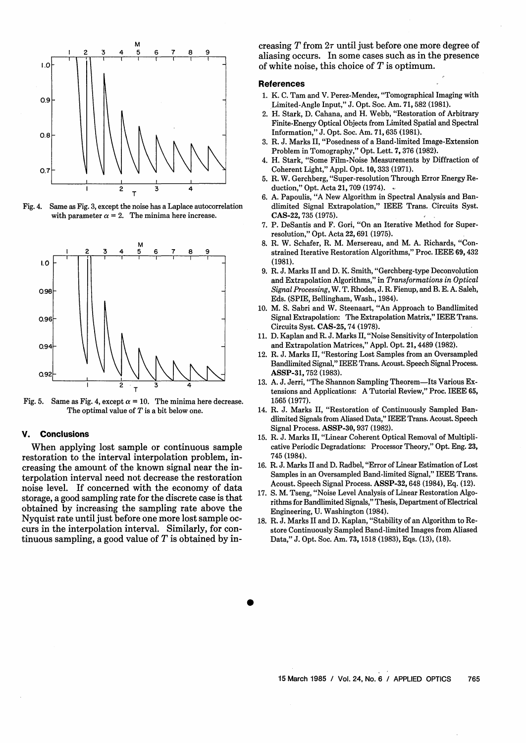Fig. 4. Same as Fig. 3, except the noise has a Laplace autocorrelation with parameter $\alpha = 2$. The minima here increase.

Fig. 5. Same as Fig. 4, except $\alpha = 10$. The minima here decrease. The optimal value of $T$ is a bit below one.

## V. Conclusions

When applying lost sample or continuous sample restoration to the interval interpolation problem, increasing the amount of the known signal near the interpolation interval need not decrease the restoration noise level. If concerned with the economy of data storage, a good sampling rate for the discrete case is that obtained by increasing the sampling rate above the Nyquist rate until just before one more lost sample occurs in the interpolation interval. Similarly, for continuous sampling, a good value of $T$ is obtained by increasing $T$ from $2\tau$ until just before one more degree of aliasing occurs. In some cases such as in the presence of white noise, this choice of $T$ is optimum.

### References

1. K. C. Tam and V. Perez-Mendez, "Tomographical Imaging with Limited-Angle Input," J. Opt. Soc. Am. **71**, 582 (1981).
2. H. Stark, D. Cahana, and H. Webb, "Restoration of Arbitrary Finite-Energy Optical Objects from Limited Spatial and Spectral Information," J. Opt. Soc. Am. **71**, 635 (1981).
3. R. J. Marks II, "Posedness of a Band-limited Image-Extension Problem in Tomography," Opt. Lett. **7**, 376 (1982).
4. H. Stark, "Some Film-Noise Measurements by Diffraction of Coherent Light," Appl. Opt. **10**, 333 (1971).
5. R. W. Gerchberg, "Super-resolution Through Error Energy Reduction," Opt. Acta **21**, 709 (1974).
6. A. Papoulis, "A New Algorithm in Spectral Analysis and Bandlimited Signal Extrapolation," IEEE Trans. Circuits Syst. **CAS-22**, 735 (1975).
7. P. DeSantis and F. Gori, "On an Iterative Method for Super-resolution," Opt. Acta **22**, 691 (1975).
8. R. W. Schafer, R. M. Mersereau, and M. A. Richards, "Constrained Iterative Restoration Algorithms," Proc. IEEE **69**, 432 (1981).
9. R. J. Marks II and D. K. Smith, "Gerchberg-type Deconvolution and Extrapolation Algorithms," in *Transformations in Optical Signal Processing*, W. T. Rhodes, J. R. Fienup, and B. E. A. Saleh, Eds. (SPIE, Bellingham, Wash., 1984).
10. M. S. Sabri and W. Steenaart, "An Approach to Bandlimited Signal Extrapolation: The Extrapolation Matrix," IEEE Trans. Circuits Syst. **CAS-25**, 74 (1978).
11. D. Kaplan and R. J. Marks II, "Noise Sensitivity of Interpolation and Extrapolation Matrices," Appl. Opt. **21**, 4489 (1982).
12. R. J. Marks II, "Restoring Lost Samples from an Oversampled Bandlimited Signal," IEEE Trans. Acoust. Speech Signal Process. **ASSP-31**, 752 (1983).
13. A. J. Jerri, "The Shannon Sampling Theorem—Its Various Extensions and Applications: A Tutorial Review," Proc. IEEE **65**, 1565 (1977).
14. R. J. Marks II, "Restoration of Continuously Sampled Bandlimited Signals from Aliased Data," IEEE Trans. Acoust. Speech Signal Process. **ASSP-30**, 937 (1982).
15. R. J. Marks II, "Linear Coherent Optical Removal of Multiplicative Periodic Degradations: Processor Theory," Opt. Eng. **23**, 745 (1984).
16. R. J. Marks II and D. Radbel, "Error of Linear Estimation of Lost Samples in an Oversampled Band-limited Signal," IEEE Trans. Acoust. Speech Signal Process. **ASSP-32**, 648 (1984), Eq. (12).
17. S. M. Tseng, "Noise Level Analysis of Linear Restoration Algorithms for Bandlimited Signals," Thesis, Department of Electrical Engineering, U. Washington (1984).
18. R. J. Marks II and D. Kaplan, "Stability of an Algorithm to Restore Continuously Sampled Band-limited Images from Aliased Data," J. Opt. Soc. Am. **73**, 1518 (1983), Eqs. (13), (18).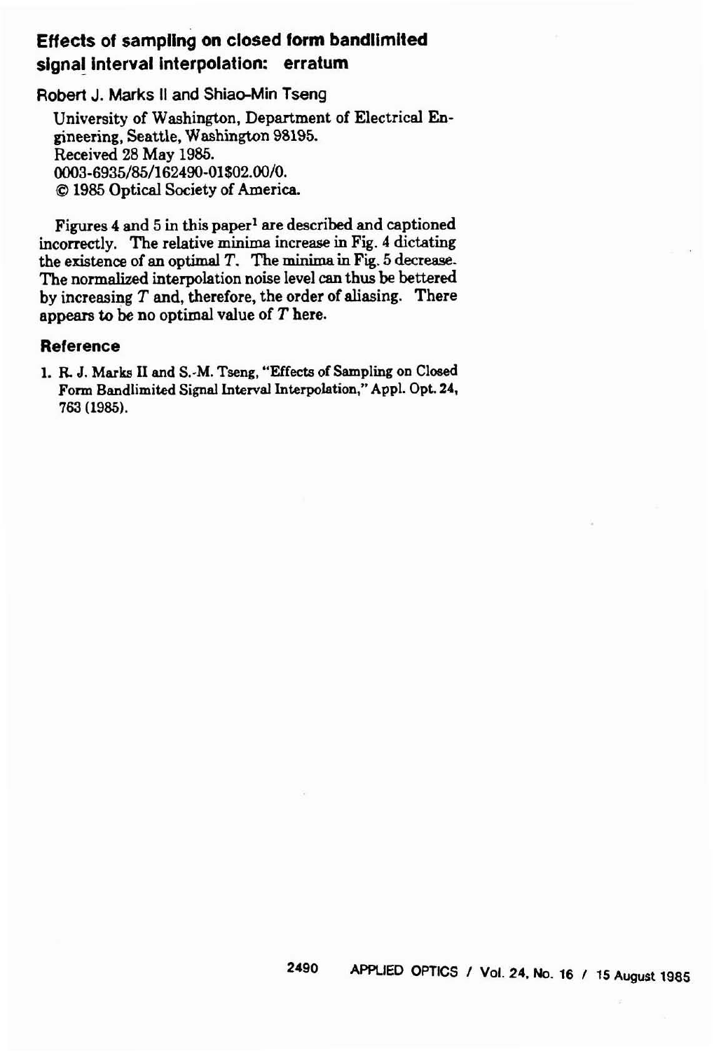# Effects of sampling on closed form bandlimited signal interval interpolation: erratum

Robert J. Marks II and Shiao-Min Tseng

University of Washington, Department of Electrical Engineering, Seattle, Washington 98195.
Received 28 May 1985.
0003-6935/85/162490-01$02.00/0.
© 1985 Optical Society of America.

Figures 4 and 5 in this paper[1] are described and captioned incorrectly. The relative minima increase in Fig. 4 dictating the existence of an optimal $T$. The minima in Fig. 5 decrease. The normalized interpolation noise level can thus be bettered by increasing $T$ and, therefore, the order of aliasing. There appears to be no optimal value of $T$ here.

## Reference

1. R. J. Marks II and S.-M. Tseng, "Effects of Sampling on Closed Form Bandlimited Signal Interval Interpolation," Appl. Opt. 24, 763 (1985).